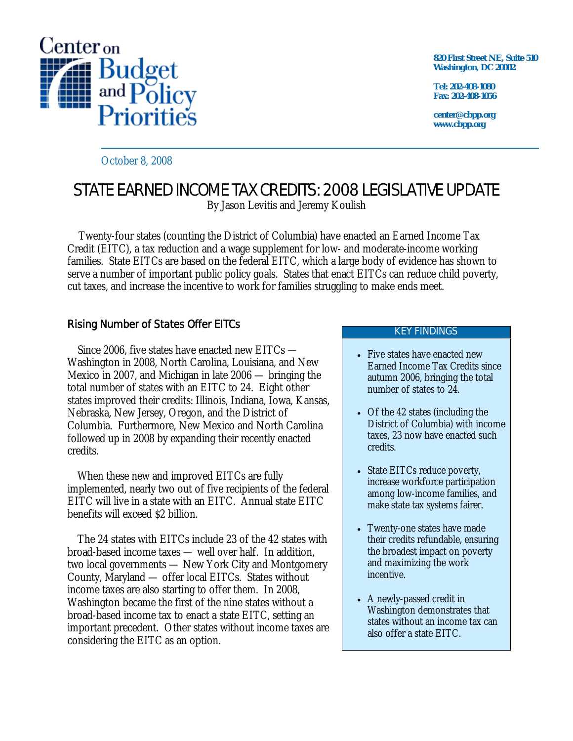Center on Budget and Policy Priorities

820 First Street NE, Suite 510
Washington, DC 20002

Tel: 202-408-1080
Fax: 202-408-1056

center@cbpp.org
www.cbpp.org

October 8, 2008

# STATE EARNED INCOME TAX CREDITS: 2008 LEGISLATIVE UPDATE

By Jason Levitis and Jeremy Koulish

Twenty-four states (counting the District of Columbia) have enacted an Earned Income Tax Credit (EITC), a tax reduction and a wage supplement for low- and moderate-income working families. State EITCs are based on the federal EITC, which a large body of evidence has shown to serve a number of important public policy goals. States that enact EITCs can reduce child poverty, cut taxes, and increase the incentive to work for families struggling to make ends meet.

## Rising Number of States Offer EITCs

Since 2006, five states have enacted new EITCs — Washington in 2008, North Carolina, Louisiana, and New Mexico in 2007, and Michigan in late 2006 — bringing the total number of states with an EITC to 24. Eight other states improved their credits: Illinois, Indiana, Iowa, Kansas, Nebraska, New Jersey, Oregon, and the District of Columbia. Furthermore, New Mexico and North Carolina followed up in 2008 by expanding their recently enacted credits.

When these new and improved EITCs are fully implemented, nearly two out of five recipients of the federal EITC will live in a state with an EITC. Annual state EITC benefits will exceed $2 billion.

The 24 states with EITCs include 23 of the 42 states with broad-based income taxes — well over half. In addition, two local governments — New York City and Montgomery County, Maryland — offer local EITCs. States without income taxes are also starting to offer them. In 2008, Washington became the first of the nine states without a broad-based income tax to enact a state EITC, setting an important precedent. Other states without income taxes are considering the EITC as an option.

**KEY FINDINGS**

- Five states have enacted new Earned Income Tax Credits since autumn 2006, bringing the total number of states to 24.
- Of the 42 states (including the District of Columbia) with income taxes, 23 now have enacted such credits.
- State EITCs reduce poverty, increase workforce participation among low-income families, and make state tax systems fairer.
- Twenty-one states have made their credits refundable, ensuring the broadest impact on poverty and maximizing the work incentive.
- A newly-passed credit in Washington demonstrates that states without an income tax can also offer a state EITC.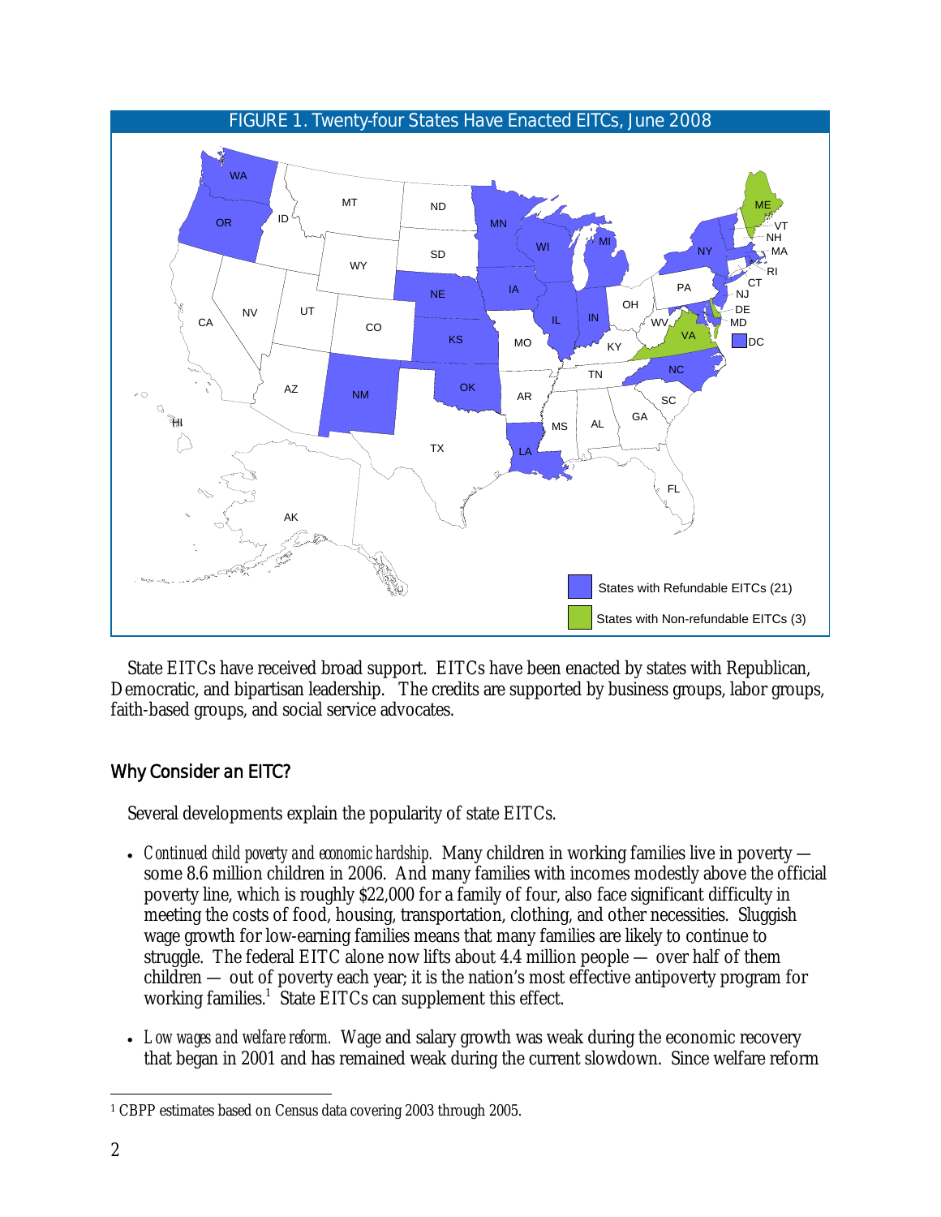FIGURE 1. Twenty-four States Have Enacted EITCs, June 2008

State EITCs have received broad support. EITCs have been enacted by states with Republican, Democratic, and bipartisan leadership. The credits are supported by business groups, labor groups, faith-based groups, and social service advocates.

## Why Consider an EITC?

Several developments explain the popularity of state EITCs.

- *Continued child poverty and economic hardship.* Many children in working families live in poverty — some 8.6 million children in 2006. And many families with incomes modestly above the official poverty line, which is roughly $22,000 for a family of four, also face significant difficulty in meeting the costs of food, housing, transportation, clothing, and other necessities. Sluggish wage growth for low-earning families means that many families are likely to continue to struggle. The federal EITC alone now lifts about 4.4 million people — over half of them children — out of poverty each year; it is the nation's most effective antipoverty program for working families.[1] State EITCs can supplement this effect.

- *Low wages and welfare reform.* Wage and salary growth was weak during the economic recovery that began in 2001 and has remained weak during the current slowdown. Since welfare reform

[1] CBPP estimates based on Census data covering 2003 through 2005.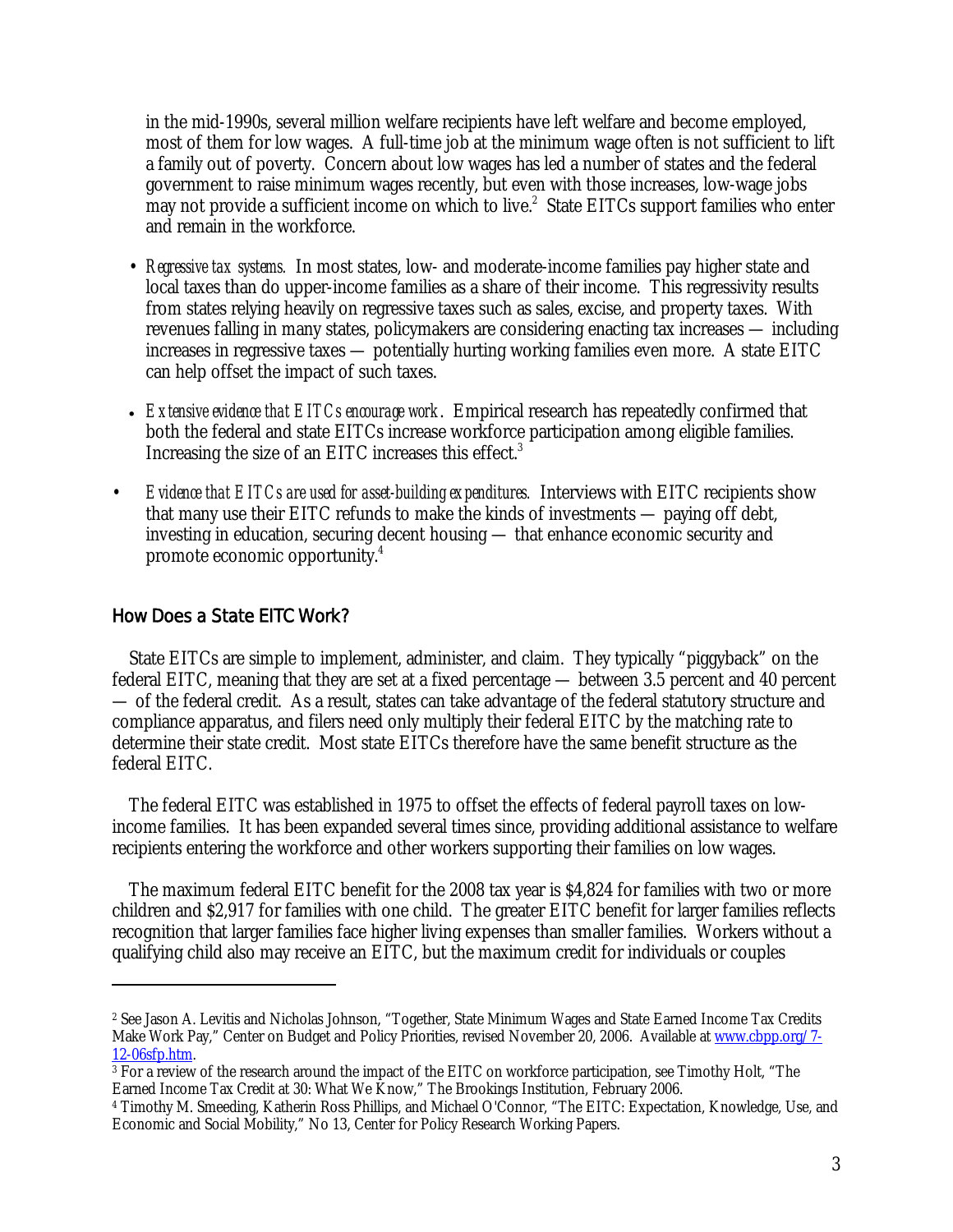in the mid-1990s, several million welfare recipients have left welfare and become employed, most of them for low wages. A full-time job at the minimum wage often is not sufficient to lift a family out of poverty. Concern about low wages has led a number of states and the federal government to raise minimum wages recently, but even with those increases, low-wage jobs may not provide a sufficient income on which to live.[2] State EITCs support families who enter and remain in the workforce.

- *Regressive tax systems.* In most states, low- and moderate-income families pay higher state and local taxes than do upper-income families as a share of their income. This regressivity results from states relying heavily on regressive taxes such as sales, excise, and property taxes. With revenues falling in many states, policymakers are considering enacting tax increases — including increases in regressive taxes — potentially hurting working families even more. A state EITC can help offset the impact of such taxes.
- *Extensive evidence that EITCs encourage work*. Empirical research has repeatedly confirmed that both the federal and state EITCs increase workforce participation among eligible families. Increasing the size of an EITC increases this effect.[3]
- *Evidence that EITCs are used for asset-building expenditures.* Interviews with EITC recipients show that many use their EITC refunds to make the kinds of investments — paying off debt, investing in education, securing decent housing — that enhance economic security and promote economic opportunity.[4]

## How Does a State EITC Work?

State EITCs are simple to implement, administer, and claim. They typically "piggyback" on the federal EITC, meaning that they are set at a fixed percentage — between 3.5 percent and 40 percent — of the federal credit. As a result, states can take advantage of the federal statutory structure and compliance apparatus, and filers need only multiply their federal EITC by the matching rate to determine their state credit. Most state EITCs therefore have the same benefit structure as the federal EITC.

The federal EITC was established in 1975 to offset the effects of federal payroll taxes on low-income families. It has been expanded several times since, providing additional assistance to welfare recipients entering the workforce and other workers supporting their families on low wages.

The maximum federal EITC benefit for the 2008 tax year is $4,824 for families with two or more children and $2,917 for families with one child. The greater EITC benefit for larger families reflects recognition that larger families face higher living expenses than smaller families. Workers without a qualifying child also may receive an EITC, but the maximum credit for individuals or couples

---

[2] See Jason A. Levitis and Nicholas Johnson, "Together, State Minimum Wages and State Earned Income Tax Credits Make Work Pay," Center on Budget and Policy Priorities, revised November 20, 2006. Available at www.cbpp.org/7-12-06sfp.htm.

[3] For a review of the research around the impact of the EITC on workforce participation, see Timothy Holt, "The Earned Income Tax Credit at 30: What We Know," The Brookings Institution, February 2006.

[4] Timothy M. Smeeding, Katherin Ross Phillips, and Michael O'Connor, "The EITC: Expectation, Knowledge, Use, and Economic and Social Mobility," No 13, Center for Policy Research Working Papers.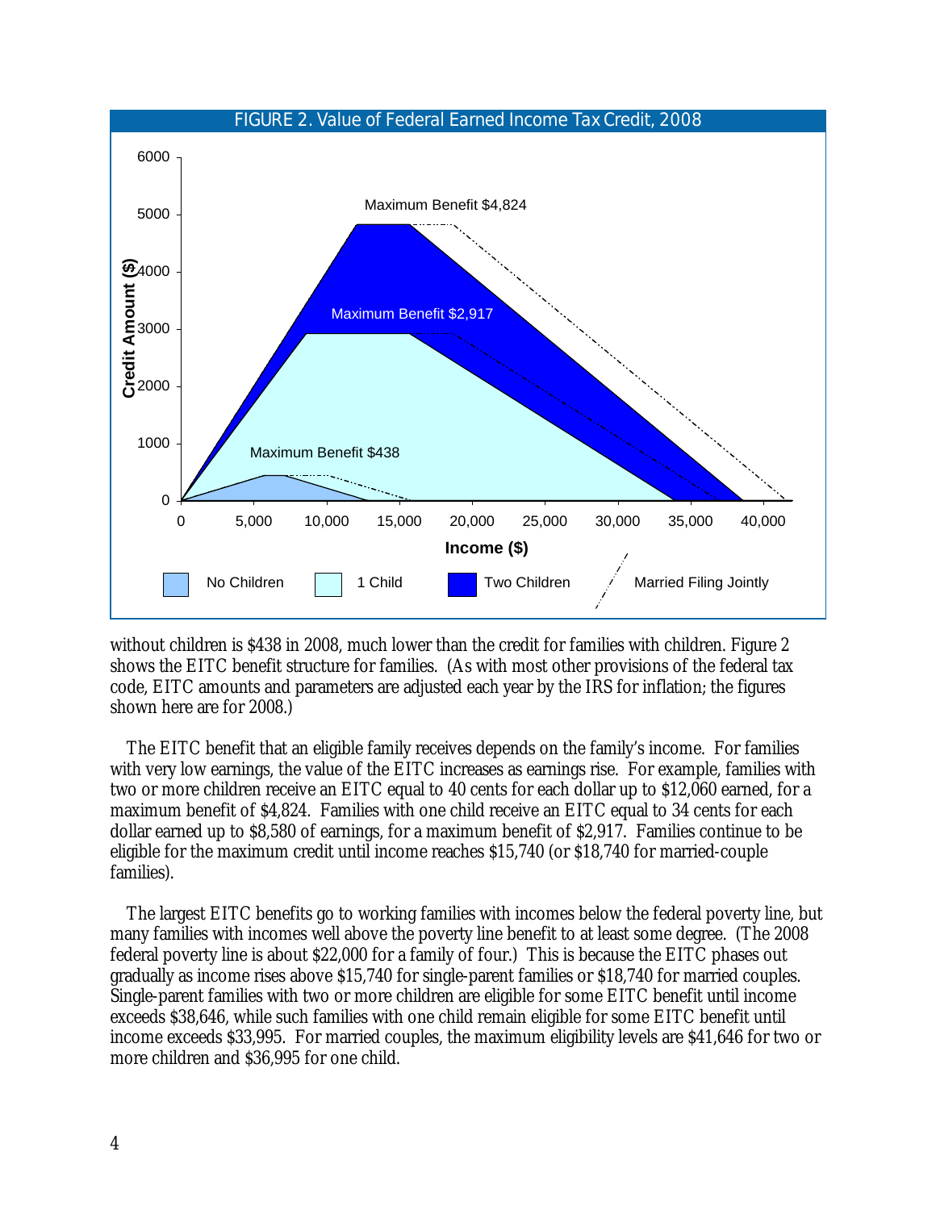FIGURE 2. Value of Federal Earned Income Tax Credit, 2008

without children is $438 in 2008, much lower than the credit for families with children. Figure 2 shows the EITC benefit structure for families. (As with most other provisions of the federal tax code, EITC amounts and parameters are adjusted each year by the IRS for inflation; the figures shown here are for 2008.)

The EITC benefit that an eligible family receives depends on the family's income. For families with very low earnings, the value of the EITC increases as earnings rise. For example, families with two or more children receive an EITC equal to 40 cents for each dollar up to $12,060 earned, for a maximum benefit of $4,824. Families with one child receive an EITC equal to 34 cents for each dollar earned up to $8,580 of earnings, for a maximum benefit of $2,917. Families continue to be eligible for the maximum credit until income reaches $15,740 (or $18,740 for married-couple families).

The largest EITC benefits go to working families with incomes below the federal poverty line, but many families with incomes well above the poverty line benefit to at least some degree. (The 2008 federal poverty line is about $22,000 for a family of four.) This is because the EITC phases out gradually as income rises above $15,740 for single-parent families or $18,740 for married couples. Single-parent families with two or more children are eligible for some EITC benefit until income exceeds $38,646, while such families with one child remain eligible for some EITC benefit until income exceeds $33,995. For married couples, the maximum eligibility levels are $41,646 for two or more children and $36,995 for one child.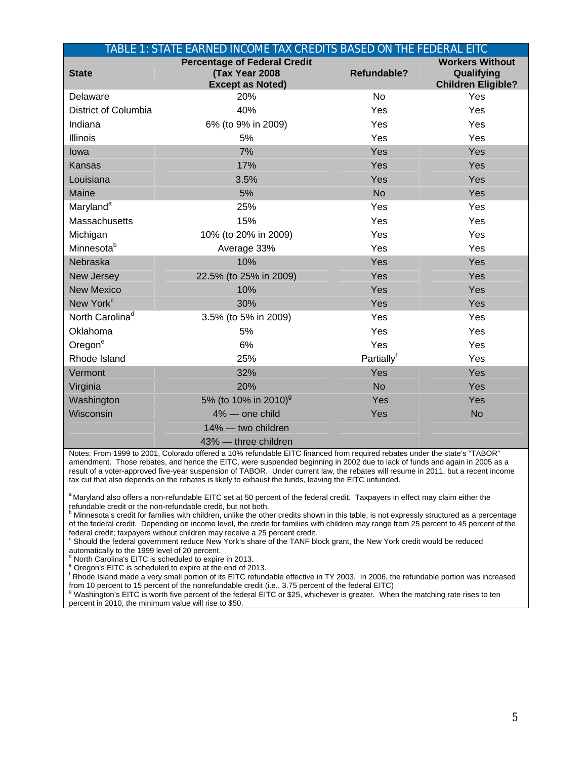**TABLE 1: STATE EARNED INCOME TAX CREDITS BASED ON THE FEDERAL EITC**

| State | Percentage of Federal Credit (Tax Year 2008 Except as Noted) | Refundable? | Workers Without Qualifying Children Eligible? |
|---|---|---|---|
| Delaware | 20% | No | Yes |
| District of Columbia | 40% | Yes | Yes |
| Indiana | 6% (to 9% in 2009) | Yes | Yes |
| Illinois | 5% | Yes | Yes |
| Iowa | 7% | Yes | Yes |
| Kansas | 17% | Yes | Yes |
| Louisiana | 3.5% | Yes | Yes |
| Maine | 5% | No | Yes |
| Maryland[a] | 25% | Yes | Yes |
| Massachusetts | 15% | Yes | Yes |
| Michigan | 10% (to 20% in 2009) | Yes | Yes |
| Minnesota[b] | Average 33% | Yes | Yes |
| Nebraska | 10% | Yes | Yes |
| New Jersey | 22.5% (to 25% in 2009) | Yes | Yes |
| New Mexico | 10% | Yes | Yes |
| New York[c] | 30% | Yes | Yes |
| North Carolina[d] | 3.5% (to 5% in 2009) | Yes | Yes |
| Oklahoma | 5% | Yes | Yes |
| Oregon[e] | 6% | Yes | Yes |
| Rhode Island | 25% | Partially[f] | Yes |
| Vermont | 32% | Yes | Yes |
| Virginia | 20% | No | Yes |
| Washington | 5% (to 10% in 2010)[g] | Yes | Yes |
| Wisconsin | 4% — one child | Yes | No |
| | 14% — two children | | |
| | 43% — three children | | |

Notes: From 1999 to 2001, Colorado offered a 10% refundable EITC financed from required rebates under the state's "TABOR" amendment. Those rebates, and hence the EITC, were suspended beginning in 2002 due to lack of funds and again in 2005 as a result of a voter-approved five-year suspension of TABOR. Under current law, the rebates will resume in 2011, but a recent income tax cut that also depends on the rebates is likely to exhaust the funds, leaving the EITC unfunded.

[a] Maryland also offers a non-refundable EITC set at 50 percent of the federal credit. Taxpayers in effect may claim either the refundable credit or the non-refundable credit, but not both.

[b] Minnesota's credit for families with children, unlike the other credits shown in this table, is not expressly structured as a percentage of the federal credit. Depending on income level, the credit for families with children may range from 25 percent to 45 percent of the federal credit; taxpayers without children may receive a 25 percent credit.

[c] Should the federal government reduce New York's share of the TANF block grant, the New York credit would be reduced automatically to the 1999 level of 20 percent.

[d] North Carolina's EITC is scheduled to expire in 2013.

[e] Oregon's EITC is scheduled to expire at the end of 2013.

[f] Rhode Island made a very small portion of its EITC refundable effective in TY 2003. In 2006, the refundable portion was increased from 10 percent to 15 percent of the nonrefundable credit (i.e., 3.75 percent of the federal EITC)

[g] Washington's EITC is worth five percent of the federal EITC or $25, whichever is greater. When the matching rate rises to ten percent in 2010, the minimum value will rise to $50.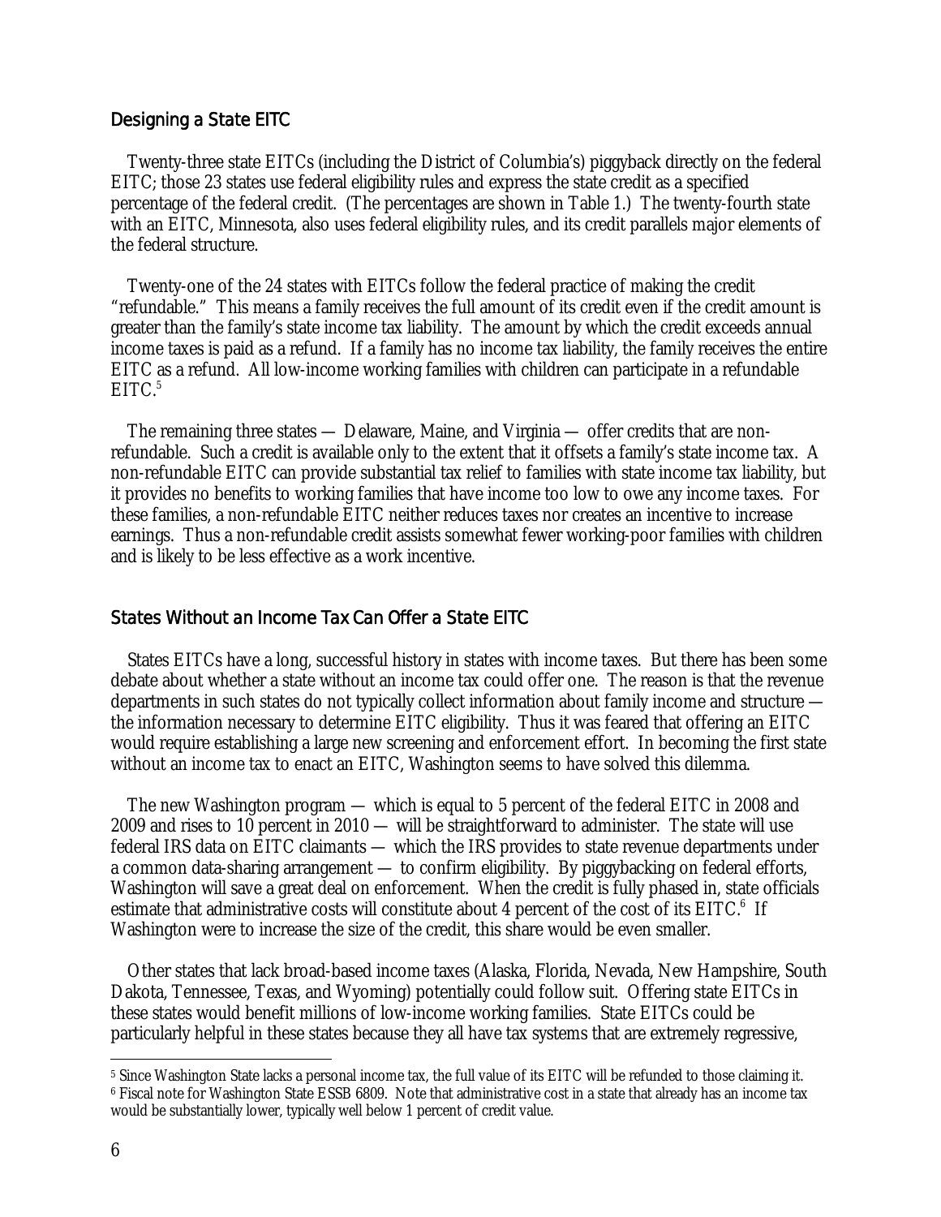## Designing a State EITC

Twenty-three state EITCs (including the District of Columbia's) piggyback directly on the federal EITC; those 23 states use federal eligibility rules and express the state credit as a specified percentage of the federal credit. (The percentages are shown in Table 1.) The twenty-fourth state with an EITC, Minnesota, also uses federal eligibility rules, and its credit parallels major elements of the federal structure.

Twenty-one of the 24 states with EITCs follow the federal practice of making the credit "refundable." This means a family receives the full amount of its credit even if the credit amount is greater than the family's state income tax liability. The amount by which the credit exceeds annual income taxes is paid as a refund. If a family has no income tax liability, the family receives the entire EITC as a refund. All low-income working families with children can participate in a refundable EITC.[5]

The remaining three states — Delaware, Maine, and Virginia — offer credits that are non-refundable. Such a credit is available only to the extent that it offsets a family's state income tax. A non-refundable EITC can provide substantial tax relief to families with state income tax liability, but it provides no benefits to working families that have income too low to owe any income taxes. For these families, a non-refundable EITC neither reduces taxes nor creates an incentive to increase earnings. Thus a non-refundable credit assists somewhat fewer working-poor families with children and is likely to be less effective as a work incentive.

## States Without an Income Tax Can Offer a State EITC

States EITCs have a long, successful history in states with income taxes. But there has been some debate about whether a state without an income tax could offer one. The reason is that the revenue departments in such states do not typically collect information about family income and structure — the information necessary to determine EITC eligibility. Thus it was feared that offering an EITC would require establishing a large new screening and enforcement effort. In becoming the first state without an income tax to enact an EITC, Washington seems to have solved this dilemma.

The new Washington program — which is equal to 5 percent of the federal EITC in 2008 and 2009 and rises to 10 percent in 2010 — will be straightforward to administer. The state will use federal IRS data on EITC claimants — which the IRS provides to state revenue departments under a common data-sharing arrangement — to confirm eligibility. By piggybacking on federal efforts, Washington will save a great deal on enforcement. When the credit is fully phased in, state officials estimate that administrative costs will constitute about 4 percent of the cost of its EITC.[6] If Washington were to increase the size of the credit, this share would be even smaller.

Other states that lack broad-based income taxes (Alaska, Florida, Nevada, New Hampshire, South Dakota, Tennessee, Texas, and Wyoming) potentially could follow suit. Offering state EITCs in these states would benefit millions of low-income working families. State EITCs could be particularly helpful in these states because they all have tax systems that are extremely regressive,

---

[5] Since Washington State lacks a personal income tax, the full value of its EITC will be refunded to those claiming it.

[6] Fiscal note for Washington State ESSB 6809. Note that administrative cost in a state that already has an income tax would be substantially lower, typically well below 1 percent of credit value.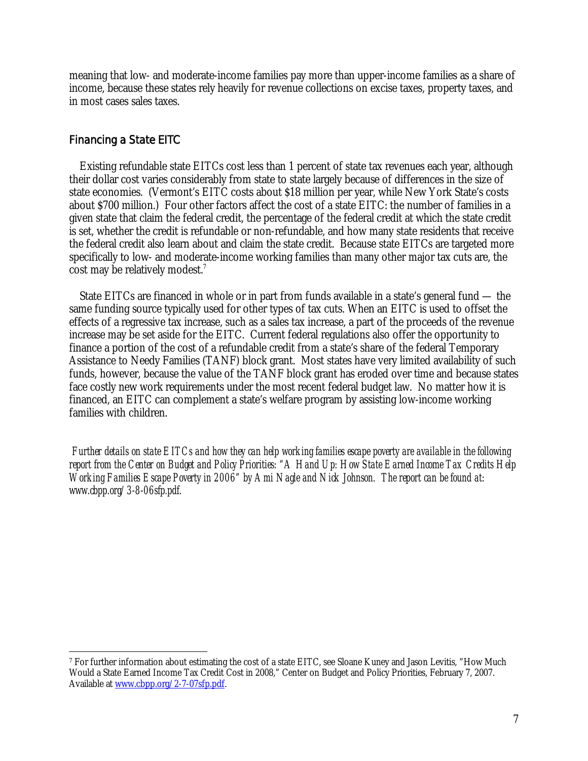meaning that low- and moderate-income families pay more than upper-income families as a share of income, because these states rely heavily for revenue collections on excise taxes, property taxes, and in most cases sales taxes.

## Financing a State EITC

Existing refundable state EITCs cost less than 1 percent of state tax revenues each year, although their dollar cost varies considerably from state to state largely because of differences in the size of state economies. (Vermont's EITC costs about $18 million per year, while New York State's costs about $700 million.) Four other factors affect the cost of a state EITC: the number of families in a given state that claim the federal credit, the percentage of the federal credit at which the state credit is set, whether the credit is refundable or non-refundable, and how many state residents that receive the federal credit also learn about and claim the state credit. Because state EITCs are targeted more specifically to low- and moderate-income working families than many other major tax cuts are, the cost may be relatively modest.[7]

State EITCs are financed in whole or in part from funds available in a state's general fund — the same funding source typically used for other types of tax cuts. When an EITC is used to offset the effects of a regressive tax increase, such as a sales tax increase, a part of the proceeds of the revenue increase may be set aside for the EITC. Current federal regulations also offer the opportunity to finance a portion of the cost of a refundable credit from a state's share of the federal Temporary Assistance to Needy Families (TANF) block grant. Most states have very limited availability of such funds, however, because the value of the TANF block grant has eroded over time and because states face costly new work requirements under the most recent federal budget law. No matter how it is financed, an EITC can complement a state's welfare program by assisting low-income working families with children.

*Further details on state EITCs and how they can help working families escape poverty are available in the following report from the Center on Budget and Policy Priorities: "A Hand Up: How State Earned Income Tax Credits Help Working Families Escape Poverty in 2006" by Ami Nagle and Nick Johnson. The report can be found at: www.cbpp.org/3-8-06sfp.pdf.*

---

[7] For further information about estimating the cost of a state EITC, see Sloane Kuney and Jason Levitis, "How Much Would a State Earned Income Tax Credit Cost in 2008," Center on Budget and Policy Priorities, February 7, 2007. Available at www.cbpp.org/2-7-07sfp.pdf.